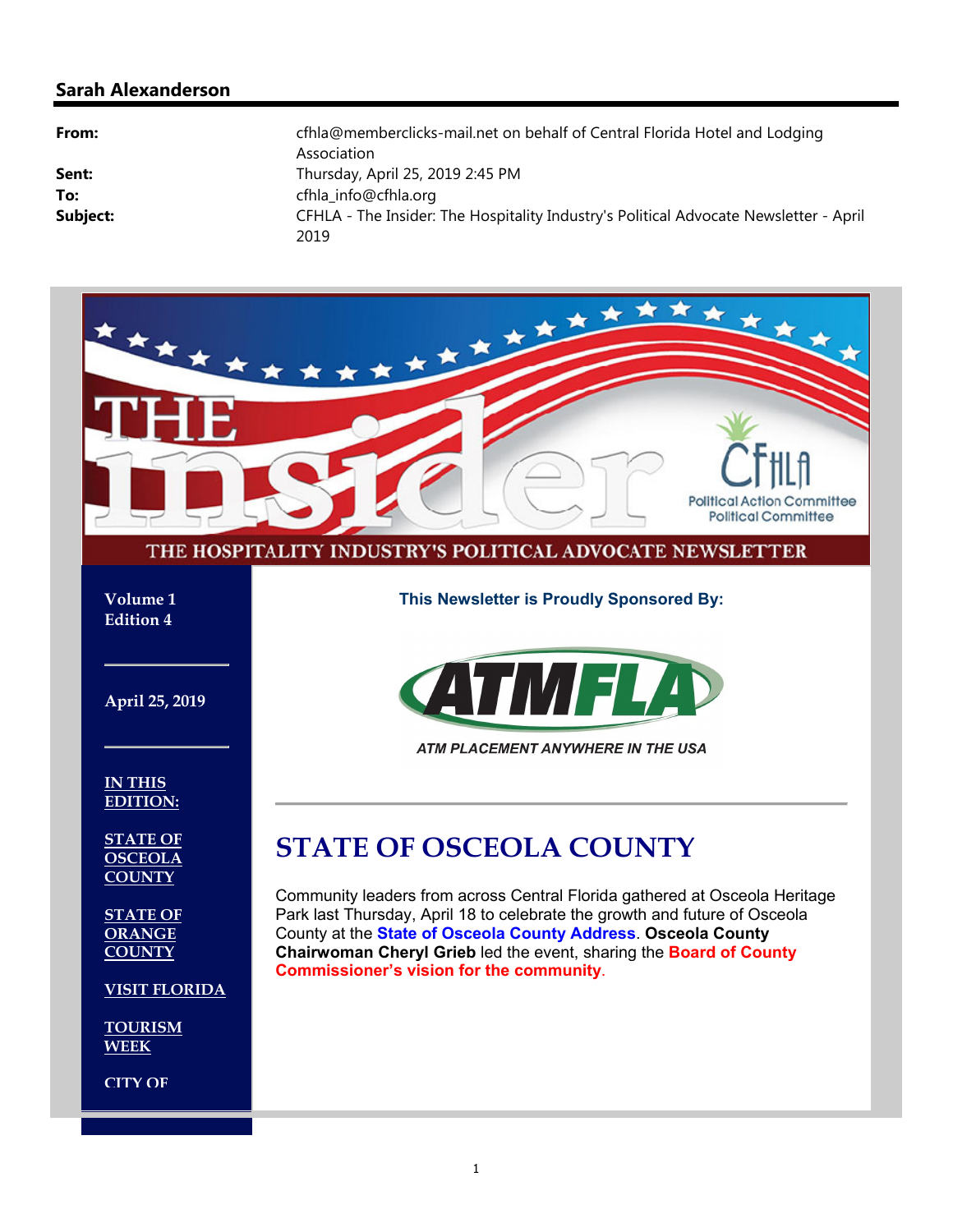**Sarah Alexanderson**

| | |
|---|---|
| **From:** | cfhla@memberclicks-mail.net on behalf of Central Florida Hotel and Lodging Association |
| **Sent:** | Thursday, April 25, 2019 2:45 PM |
| **To:** | cfhla_info@cfhla.org |
| **Subject:** | CFHLA - The Insider: The Hospitality Industry's Political Advocate Newsletter - April 2019 |

THE insider

CFHLA Political Action Committee Political Committee

THE HOSPITALITY INDUSTRY'S POLITICAL ADVOCATE NEWSLETTER

**Volume 1 Edition 4**

**April 25, 2019**

**IN THIS EDITION:**

STATE OF OSCEOLA COUNTY

STATE OF ORANGE COUNTY

VISIT FLORIDA

TOURISM WEEK

CITY OF

**This Newsletter is Proudly Sponsored By:**

ATMFLA

*ATM PLACEMENT ANYWHERE IN THE USA*

# STATE OF OSCEOLA COUNTY

Community leaders from across Central Florida gathered at Osceola Heritage Park last Thursday, April 18 to celebrate the growth and future of Osceola County at the **State of Osceola County Address**. **Osceola County Chairwoman Cheryl Grieb** led the event, sharing the **Board of County Commissioner's vision for the community**.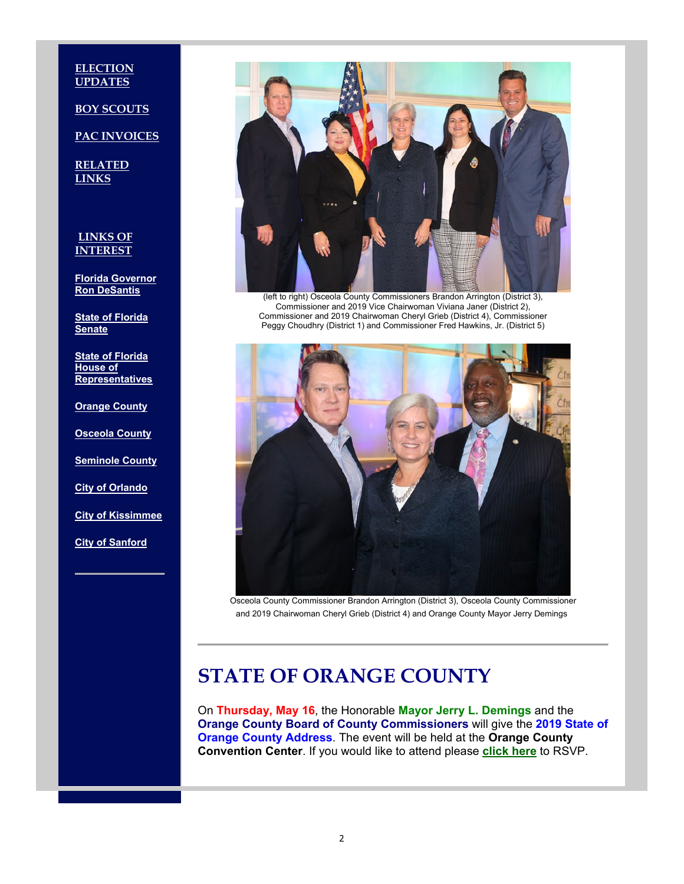**ELECTION UPDATES**

**BOY SCOUTS**

**PAC INVOICES**

**RELATED LINKS**

**LINKS OF INTEREST**

**Florida Governor Ron DeSantis**

**State of Florida Senate**

**State of Florida House of Representatives**

**Orange County**

**Osceola County**

**Seminole County**

**City of Orlando**

**City of Kissimmee**

**City of Sanford**

(left to right) Osceola County Commissioners Brandon Arrington (District 3), Commissioner and 2019 Vice Chairwoman Viviana Janer (District 2), Commissioner and 2019 Chairwoman Cheryl Grieb (District 4), Commissioner Peggy Choudhry (District 1) and Commissioner Fred Hawkins, Jr. (District 5)

Osceola County Commissioner Brandon Arrington (District 3), Osceola County Commissioner and 2019 Chairwoman Cheryl Grieb (District 4) and Orange County Mayor Jerry Demings

---

# STATE OF ORANGE COUNTY

On **Thursday, May 16**, the Honorable **Mayor Jerry L. Demings** and the **Orange County Board of County Commissioners** will give the **2019 State of Orange County Address**. The event will be held at the **Orange County Convention Center**. If you would like to attend please **click here** to RSVP.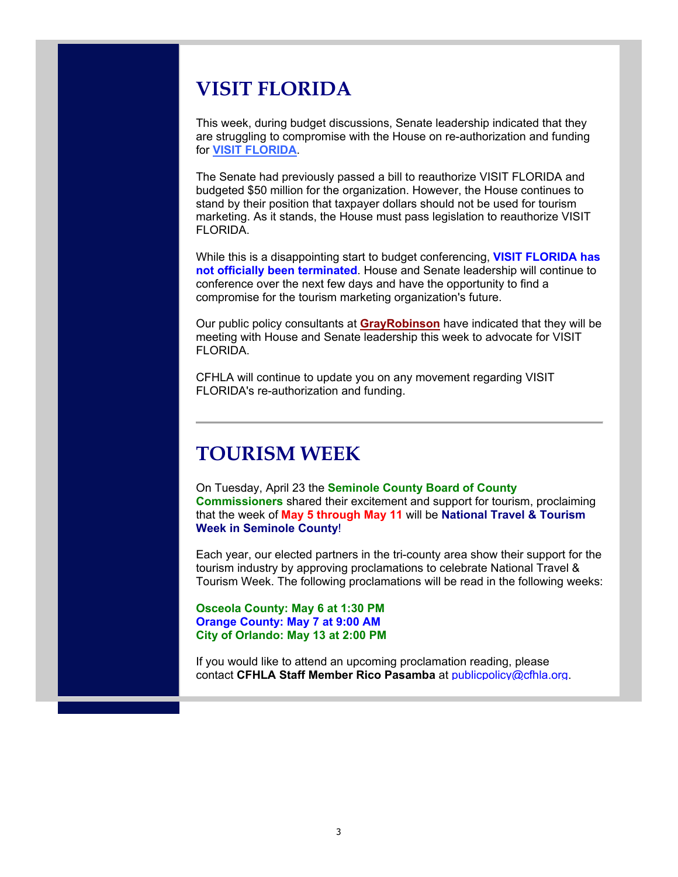# VISIT FLORIDA

This week, during budget discussions, Senate leadership indicated that they are struggling to compromise with the House on re-authorization and funding for **VISIT FLORIDA**.

The Senate had previously passed a bill to reauthorize VISIT FLORIDA and budgeted $50 million for the organization. However, the House continues to stand by their position that taxpayer dollars should not be used for tourism marketing. As it stands, the House must pass legislation to reauthorize VISIT FLORIDA.

While this is a disappointing start to budget conferencing, **VISIT FLORIDA has not officially been terminated**. House and Senate leadership will continue to conference over the next few days and have the opportunity to find a compromise for the tourism marketing organization's future.

Our public policy consultants at **GrayRobinson** have indicated that they will be meeting with House and Senate leadership this week to advocate for VISIT FLORIDA.

CFHLA will continue to update you on any movement regarding VISIT FLORIDA's re-authorization and funding.

---

# TOURISM WEEK

On Tuesday, April 23 the **Seminole County Board of County Commissioners** shared their excitement and support for tourism, proclaiming that the week of **May 5 through May 11** will be **National Travel & Tourism Week in Seminole County**!

Each year, our elected partners in the tri-county area show their support for the tourism industry by approving proclamations to celebrate National Travel & Tourism Week. The following proclamations will be read in the following weeks:

**Osceola County: May 6 at 1:30 PM**
**Orange County: May 7 at 9:00 AM**
**City of Orlando: May 13 at 2:00 PM**

If you would like to attend an upcoming proclamation reading, please contact **CFHLA Staff Member Rico Pasamba** at publicpolicy@cfhla.org.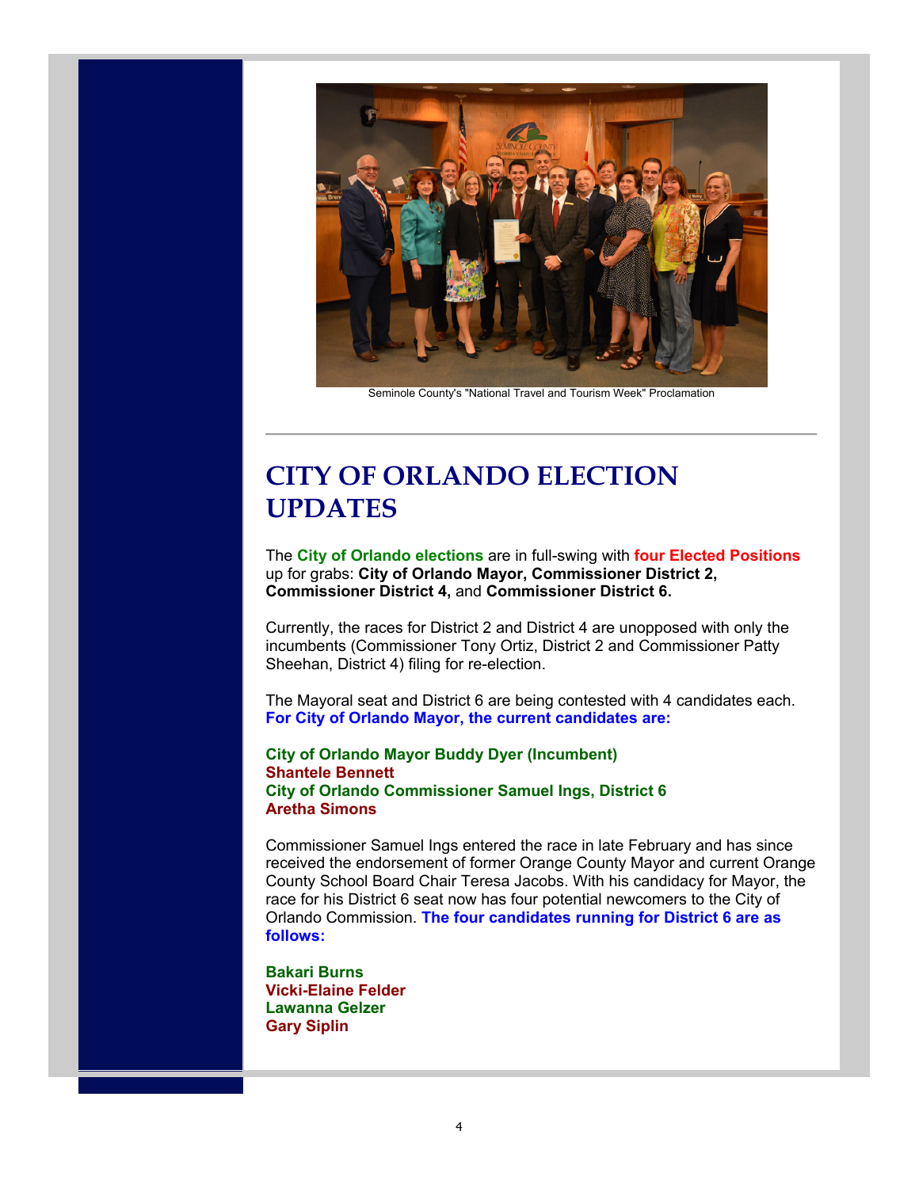Seminole County's "National Travel and Tourism Week" Proclamation

---

# CITY OF ORLANDO ELECTION UPDATES

The **City of Orlando elections** are in full-swing with **four Elected Positions** up for grabs: **City of Orlando Mayor, Commissioner District 2, Commissioner District 4,** and **Commissioner District 6.**

Currently, the races for District 2 and District 4 are unopposed with only the incumbents (Commissioner Tony Ortiz, District 2 and Commissioner Patty Sheehan, District 4) filing for re-election.

The Mayoral seat and District 6 are being contested with 4 candidates each. **For City of Orlando Mayor, the current candidates are:**

**City of Orlando Mayor Buddy Dyer (Incumbent)**
**Shantele Bennett**
**City of Orlando Commissioner Samuel Ings, District 6**
**Aretha Simons**

Commissioner Samuel Ings entered the race in late February and has since received the endorsement of former Orange County Mayor and current Orange County School Board Chair Teresa Jacobs. With his candidacy for Mayor, the race for his District 6 seat now has four potential newcomers to the City of Orlando Commission. **The four candidates running for District 6 are as follows:**

**Bakari Burns**
**Vicki-Elaine Felder**
**Lawanna Gelzer**
**Gary Siplin**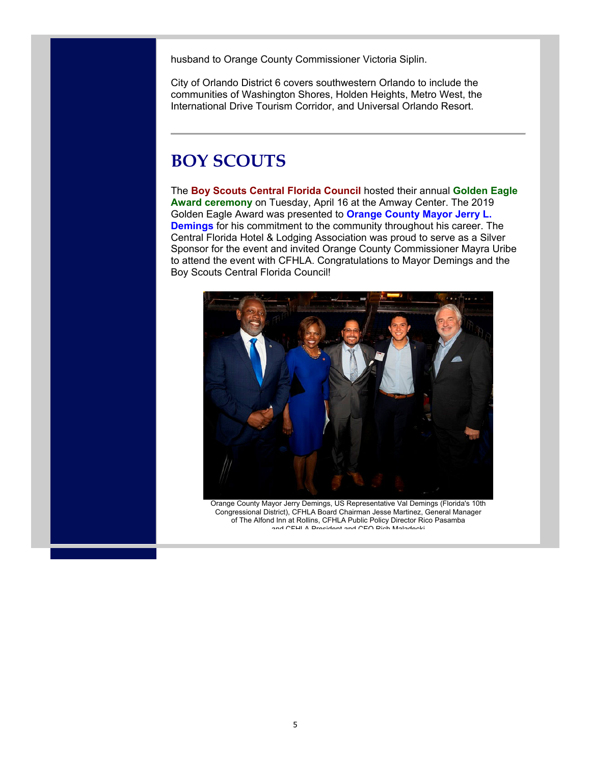husband to Orange County Commissioner Victoria Siplin.

City of Orlando District 6 covers southwestern Orlando to include the communities of Washington Shores, Holden Heights, Metro West, the International Drive Tourism Corridor, and Universal Orlando Resort.

---

# BOY SCOUTS

The **Boy Scouts Central Florida Council** hosted their annual **Golden Eagle Award ceremony** on Tuesday, April 16 at the Amway Center. The 2019 Golden Eagle Award was presented to **Orange County Mayor Jerry L. Demings** for his commitment to the community throughout his career. The Central Florida Hotel & Lodging Association was proud to serve as a Silver Sponsor for the event and invited Orange County Commissioner Mayra Uribe to attend the event with CFHLA. Congratulations to Mayor Demings and the Boy Scouts Central Florida Council!

Orange County Mayor Jerry Demings, US Representative Val Demings (Florida's 10th Congressional District), CFHLA Board Chairman Jesse Martinez, General Manager of The Alfond Inn at Rollins, CFHLA Public Policy Director Rico Pasamba and CFHLA President and CEO Rich Maladecki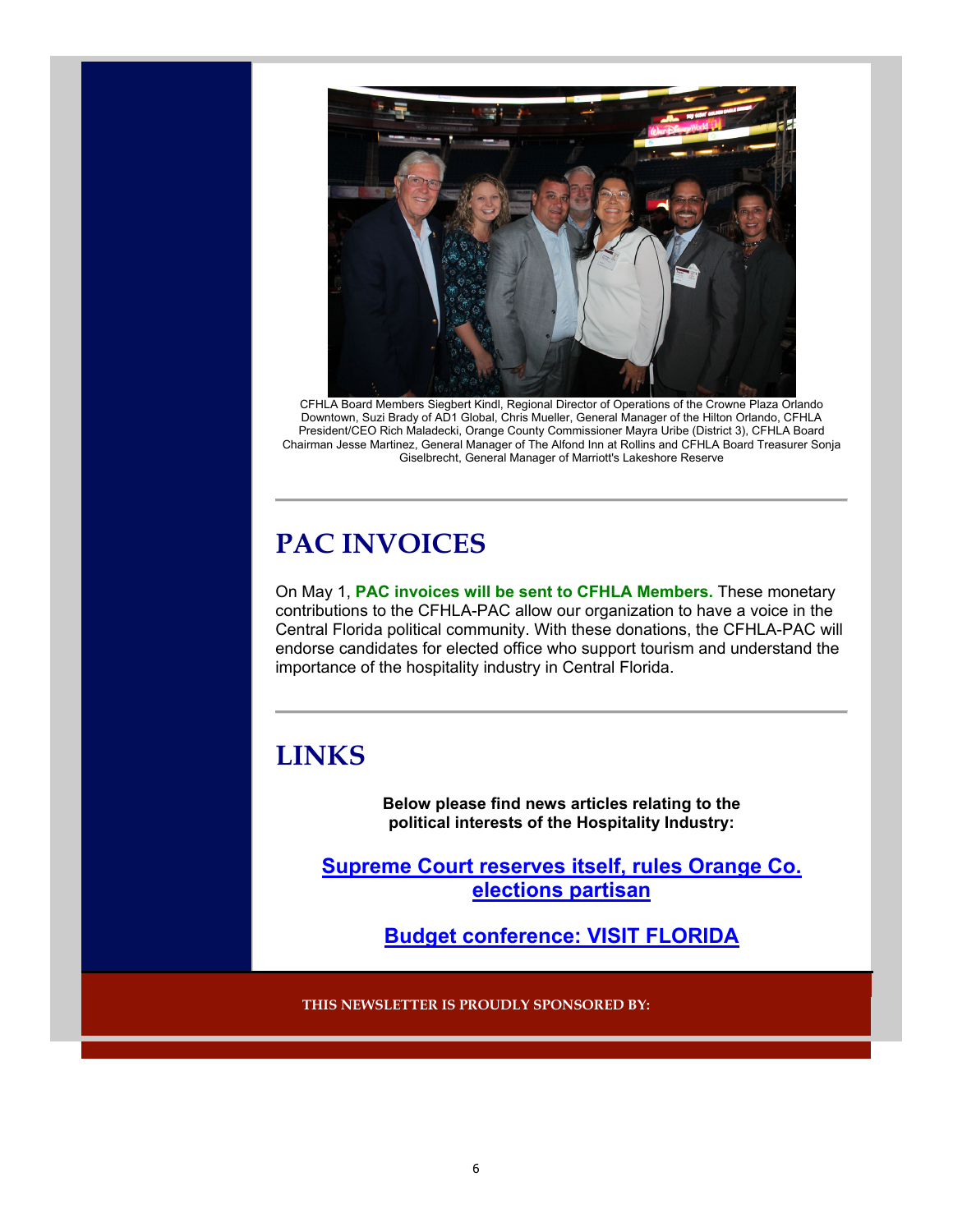CFHLA Board Members Siegbert Kindl, Regional Director of Operations of the Crowne Plaza Orlando Downtown, Suzi Brady of AD1 Global, Chris Mueller, General Manager of the Hilton Orlando, CFHLA President/CEO Rich Maladecki, Orange County Commissioner Mayra Uribe (District 3), CFHLA Board Chairman Jesse Martinez, General Manager of The Alfond Inn at Rollins and CFHLA Board Treasurer Sonja Giselbrecht, General Manager of Marriott's Lakeshore Reserve

---

# PAC INVOICES

On May 1, **PAC invoices will be sent to CFHLA Members.** These monetary contributions to the CFHLA-PAC allow our organization to have a voice in the Central Florida political community. With these donations, the CFHLA-PAC will endorse candidates for elected office who support tourism and understand the importance of the hospitality industry in Central Florida.

---

# LINKS

**Below please find news articles relating to the political interests of the Hospitality Industry:**

**Supreme Court reserves itself, rules Orange Co. elections partisan**

**Budget conference: VISIT FLORIDA**

**THIS NEWSLETTER IS PROUDLY SPONSORED BY:**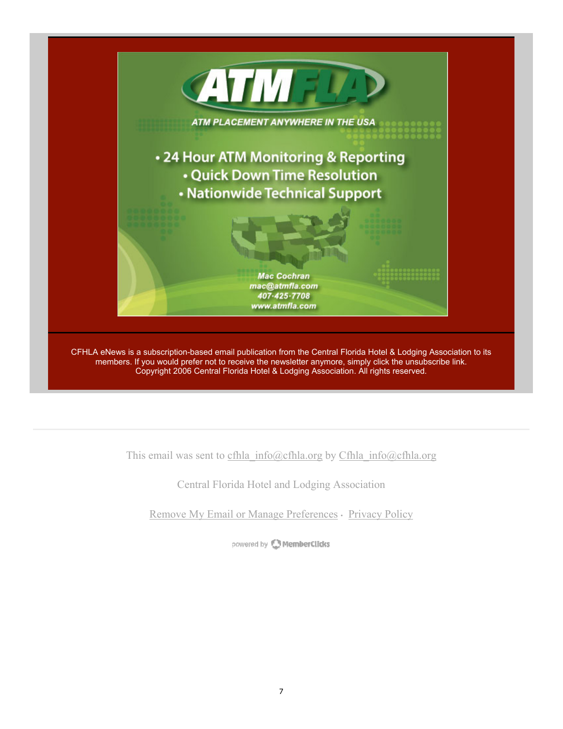ATMFLA

ATM PLACEMENT ANYWHERE IN THE USA

- 24 Hour ATM Monitoring & Reporting
- Quick Down Time Resolution
- Nationwide Technical Support

Mac Cochran
mac@atmfla.com
407-425-7708
www.atmfla.com

CFHLA eNews is a subscription-based email publication from the Central Florida Hotel & Lodging Association to its members. If you would prefer not to receive the newsletter anymore, simply click the unsubscribe link.
Copyright 2006 Central Florida Hotel & Lodging Association. All rights reserved.

---

This email was sent to cfhla_info@cfhla.org by Cfhla_info@cfhla.org

Central Florida Hotel and Lodging Association

Remove My Email or Manage Preferences · Privacy Policy

powered by MemberClicks